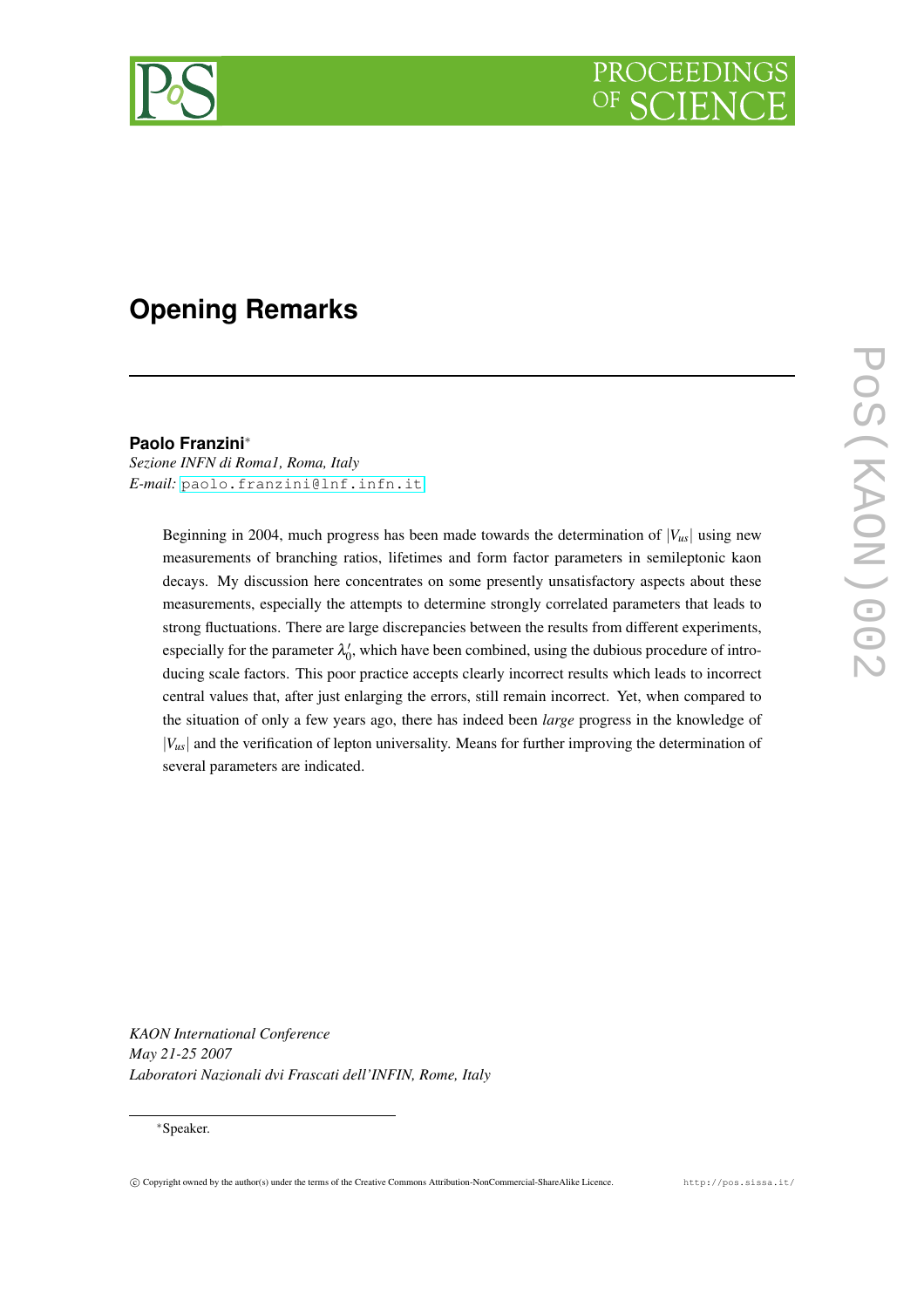# Opening Remarks

**Paolo Franzini**[∗]
*Sezione INFN di Roma1, Roma, Italy*
*E-mail:* paolo.franzini@lnf.infn.it

Beginning in 2004, much progress has been made towards the determination of $|V_{us}|$ using new measurements of branching ratios, lifetimes and form factor parameters in semileptonic kaon decays. My discussion here concentrates on some presently unsatisfactory aspects about these measurements, especially the attempts to determine strongly correlated parameters that leads to strong fluctuations. There are large discrepancies between the results from different experiments, especially for the parameter $\lambda_0'$, which have been combined, using the dubious procedure of introducing scale factors. This poor practice accepts clearly incorrect results which leads to incorrect central values that, after just enlarging the errors, still remain incorrect. Yet, when compared to the situation of only a few years ago, there has indeed been *large* progress in the knowledge of $|V_{us}|$ and the verification of lepton universality. Means for further improving the determination of several parameters are indicated.

*KAON International Conference*
*May 21-25 2007*
*Laboratori Nazionali dvi Frascati dell'INFIN, Rome, Italy*

[∗]Speaker.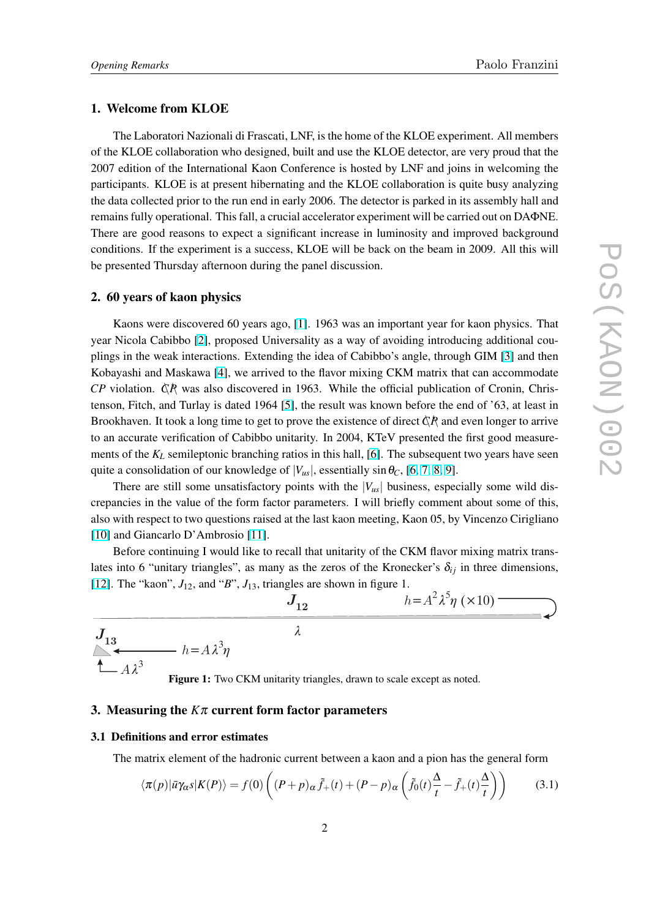## 1. Welcome from KLOE

The Laboratori Nazionali di Frascati, LNF, is the home of the KLOE experiment. All members of the KLOE collaboration who designed, built and use the KLOE detector, are very proud that the 2007 edition of the International Kaon Conference is hosted by LNF and joins in welcoming the participants. KLOE is at present hibernating and the KLOE collaboration is quite busy analyzing the data collected prior to the run end in early 2006. The detector is parked in its assembly hall and remains fully operational. This fall, a crucial accelerator experiment will be carried out on DAΦNE. There are good reasons to expect a significant increase in luminosity and improved background conditions. If the experiment is a success, KLOE will be back on the beam in 2009. All this will be presented Thursday afternoon during the panel discussion.

## 2. 60 years of kaon physics

Kaons were discovered 60 years ago, [1]. 1963 was an important year for kaon physics. That year Nicola Cabibbo [2], proposed Universality as a way of avoiding introducing additional couplings in the weak interactions. Extending the idea of Cabibbo's angle, through GIM [3] and then Kobayashi and Maskawa [4], we arrived to the flavor mixing CKM matrix that can accommodate $CP$ violation. $\not{C}\not{P}$ was also discovered in 1963. While the official publication of Cronin, Christenson, Fitch, and Turlay is dated 1964 [5], the result was known before the end of '63, at least in Brookhaven. It took a long time to get to prove the existence of direct $\not{C}\not{P}$ and even longer to arrive to an accurate verification of Cabibbo unitarity. In 2004, KTeV presented the first good measurements of the $K_L$ semileptonic branching ratios in this hall, [6]. The subsequent two years have seen quite a consolidation of our knowledge of $|V_{us}|$, essentially $\sin\theta_C$, [6, 7, 8, 9].

There are still some unsatisfactory points with the $|V_{us}|$ business, especially some wild discrepancies in the value of the form factor parameters. I will briefly comment about some of this, also with respect to two questions raised at the last kaon meeting, Kaon 05, by Vincenzo Cirigliano [10] and Giancarlo D'Ambrosio [11].

Before continuing I would like to recall that unitarity of the CKM flavor mixing matrix translates into 6 "unitary triangles", as many as the zeros of the Kronecker's $\delta_{ij}$ in three dimensions, [12]. The "kaon", $J_{12}$, and "$B$", $J_{13}$, triangles are shown in figure 1.

$J_{12}$ $h=A^2\lambda^5\eta\ (\times 10)$ $\lambda$ $J_{13}$ $h=A\lambda^3\eta$ $A\lambda^3$

**Figure 1:** Two CKM unitarity triangles, drawn to scale except as noted.

## 3. Measuring the $K\pi$ current form factor parameters

### 3.1 Definitions and error estimates

The matrix element of the hadronic current between a kaon and a pion has the general form

$$\langle\pi(p)|\bar{u}\gamma_\alpha s|K(P)\rangle = f(0)\left((P+p)_\alpha \tilde{f}_+(t) + (P-p)_\alpha\left(\tilde{f}_0(t)\frac{\Delta}{t} - \tilde{f}_+(t)\frac{\Delta}{t}\right)\right) \tag{3.1}$$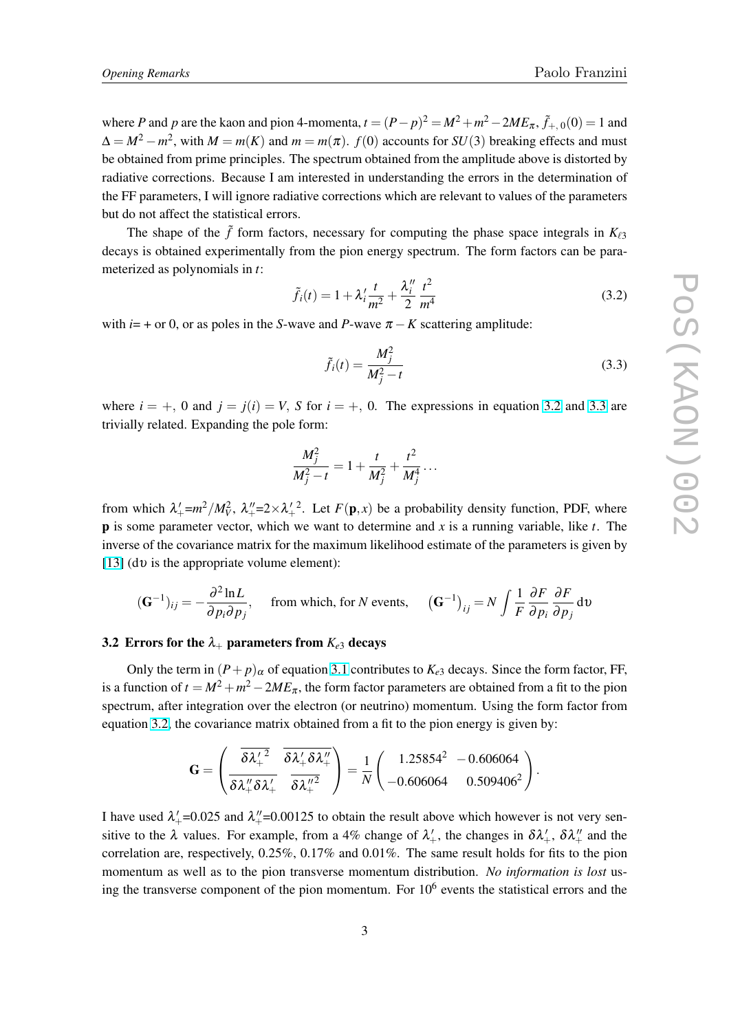where $P$ and $p$ are the kaon and pion 4-momenta, $t = (P-p)^2 = M^2 + m^2 - 2ME_\pi$, $\tilde{f}_{+,0}(0) = 1$ and $\Delta = M^2 - m^2$, with $M = m(K)$ and $m = m(\pi)$. $f(0)$ accounts for $SU(3)$ breaking effects and must be obtained from prime principles. The spectrum obtained from the amplitude above is distorted by radiative corrections. Because I am interested in understanding the errors in the determination of the FF parameters, I will ignore radiative corrections which are relevant to values of the parameters but do not affect the statistical errors.

The shape of the $\tilde{f}$ form factors, necessary for computing the phase space integrals in $K_{\ell 3}$ decays is obtained experimentally from the pion energy spectrum. The form factors can be parameterized as polynomials in $t$:

$$\tilde{f}_i(t) = 1 + \lambda_i' \frac{t}{m^2} + \frac{\lambda_i''}{2}\frac{t^2}{m^4} \tag{3.2}$$

with $i$= + or 0, or as poles in the $S$-wave and $P$-wave $\pi - K$ scattering amplitude:

$$\tilde{f}_i(t) = \frac{M_j^2}{M_j^2 - t} \tag{3.3}$$

where $i = +,\ 0$ and $j = j(i) = V,\ S$ for $i = +,\ 0$. The expressions in equation 3.2 and 3.3 are trivially related. Expanding the pole form:

$$\frac{M_j^2}{M_j^2 - t} = 1 + \frac{t}{M_j^2} + \frac{t^2}{M_j^4} \dots$$

from which $\lambda_+' = m^2/M_V^2$, $\lambda_+'' = 2 \times \lambda_+'^{\,2}$. Let $F(\mathbf{p}, x)$ be a probability density function, PDF, where $\mathbf{p}$ is some parameter vector, which we want to determine and $x$ is a running variable, like $t$. The inverse of the covariance matrix for the maximum likelihood estimate of the parameters is given by [13] ($\mathrm{d}\upsilon$ is the appropriate volume element):

$$(\mathbf{G}^{-1})_{ij} = -\frac{\partial^2 \ln L}{\partial p_i \partial p_j}, \qquad \text{from which, for } N \text{ events,} \qquad \left(\mathbf{G}^{-1}\right)_{ij} = N \int \frac{1}{F}\frac{\partial F}{\partial p_i}\frac{\partial F}{\partial p_j}\,\mathrm{d}\upsilon$$

### 3.2 Errors for the $\lambda_+$ parameters from $K_{e3}$ decays

Only the term in $(P+p)_\alpha$ of equation 3.1 contributes to $K_{e3}$ decays. Since the form factor, FF, is a function of $t = M^2 + m^2 - 2ME_\pi$, the form factor parameters are obtained from a fit to the pion spectrum, after integration over the electron (or neutrino) momentum. Using the form factor from equation 3.2, the covariance matrix obtained from a fit to the pion energy is given by:

$$\mathbf{G} = \begin{pmatrix} \overline{\delta\lambda_+'^{\,2}} & \overline{\delta\lambda_+'\delta\lambda_+''} \\ \overline{\delta\lambda_+''\delta\lambda_+'} & \overline{\delta\lambda_+''^{2}} \end{pmatrix} = \frac{1}{N}\begin{pmatrix} 1.25854^2 & -0.606064 \\ -0.606064 & 0.509406^2 \end{pmatrix}.$$

I have used $\lambda_+'$=0.025 and $\lambda_+''$=0.00125 to obtain the result above which however is not very sensitive to the $\lambda$ values. For example, from a 4% change of $\lambda_+'$, the changes in $\delta\lambda_+'$, $\delta\lambda_+''$ and the correlation are, respectively, 0.25%, 0.17% and 0.01%. The same result holds for fits to the pion momentum as well as to the pion transverse momentum distribution. *No information is lost* using the transverse component of the pion momentum. For $10^6$ events the statistical errors and the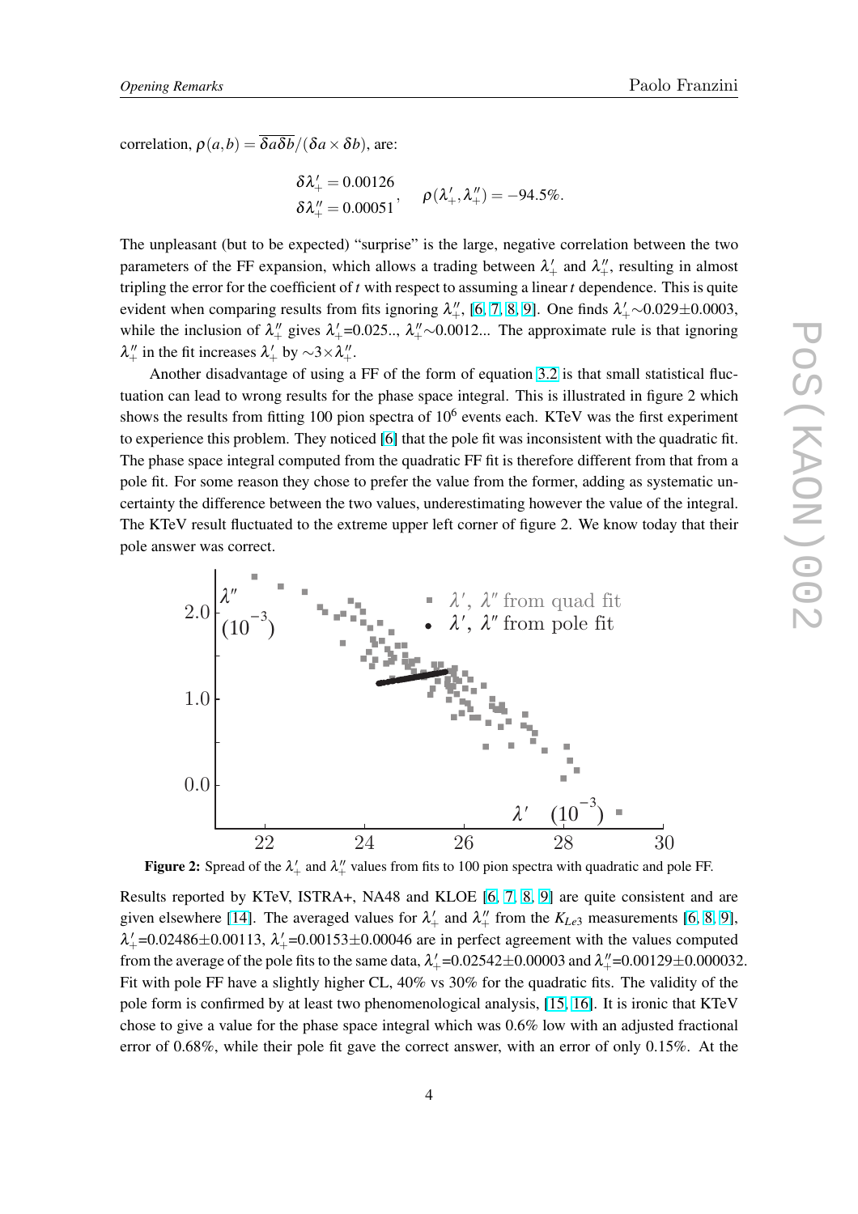correlation, $\rho(a,b) = \overline{\delta a \delta b}/(\delta a \times \delta b)$, are:

$$\begin{aligned} \delta\lambda'_+ &= 0.00126 \\ \delta\lambda''_+ &= 0.00051 \end{aligned}, \quad \rho(\lambda'_+, \lambda''_+) = -94.5\%.$$

The unpleasant (but to be expected) "surprise" is the large, negative correlation between the two parameters of the FF expansion, which allows a trading between $\lambda'_+$ and $\lambda''_+$, resulting in almost tripling the error for the coefficient of $t$ with respect to assuming a linear $t$ dependence. This is quite evident when comparing results from fits ignoring $\lambda''_+$, [6, 7, 8, 9]. One finds $\lambda'_+ \sim 0.029 \pm 0.0003$, while the inclusion of $\lambda''_+$ gives $\lambda'_+$=0.025.., $\lambda''_+ \sim 0.0012$... The approximate rule is that ignoring $\lambda''_+$ in the fit increases $\lambda'_+$ by $\sim 3 \times \lambda''_+$.

Another disadvantage of using a FF of the form of equation 3.2 is that small statistical fluctuation can lead to wrong results for the phase space integral. This is illustrated in figure 2 which shows the results from fitting 100 pion spectra of $10^6$ events each. KTeV was the first experiment to experience this problem. They noticed [6] that the pole fit was inconsistent with the quadratic fit. The phase space integral computed from the quadratic FF fit is therefore different from that from a pole fit. For some reason they chose to prefer the value from the former, adding as systematic uncertainty the difference between the two values, underestimating however the value of the integral. The KTeV result fluctuated to the extreme upper left corner of figure 2. We know today that their pole answer was correct.

**Figure 2:** Spread of the $\lambda'_+$ and $\lambda''_+$ values from fits to 100 pion spectra with quadratic and pole FF.

Results reported by KTeV, ISTRA+, NA48 and KLOE [6, 7, 8, 9] are quite consistent and are given elsewhere [14]. The averaged values for $\lambda'_+$ and $\lambda''_+$ from the $K_{Le3}$ measurements [6, 8, 9], $\lambda'_+$=0.02486±0.00113, $\lambda'_+$=0.00153±0.00046 are in perfect agreement with the values computed from the average of the pole fits to the same data, $\lambda'_+$=0.02542±0.00003 and $\lambda''_+$=0.00129±0.000032. Fit with pole FF have a slightly higher CL, 40% vs 30% for the quadratic fits. The validity of the pole form is confirmed by at least two phenomenological analysis, [15, 16]. It is ironic that KTeV chose to give a value for the phase space integral which was 0.6% low with an adjusted fractional error of 0.68%, while their pole fit gave the correct answer, with an error of only 0.15%. At the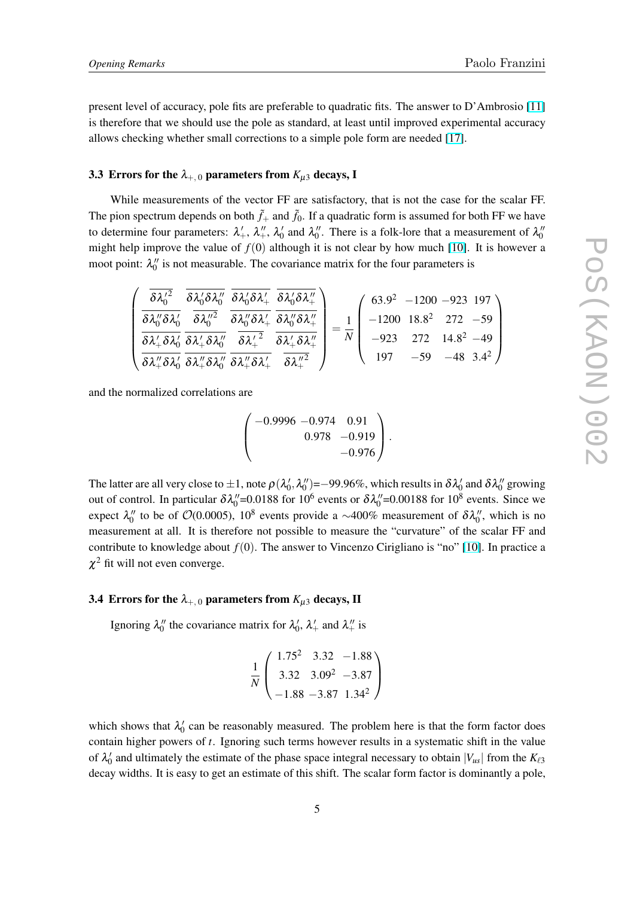present level of accuracy, pole fits are preferable to quadratic fits. The answer to D'Ambrosio [11] is therefore that we should use the pole as standard, at least until improved experimental accuracy allows checking whether small corrections to a simple pole form are needed [17].

### 3.3 Errors for the $\lambda_{+,0}$ parameters from $K_{\mu 3}$ decays, I

While measurements of the vector FF are satisfactory, that is not the case for the scalar FF. The pion spectrum depends on both $\tilde{f}_+$ and $\tilde{f}_0$. If a quadratic form is assumed for both FF we have to determine four parameters: $\lambda'_+$, $\lambda''_+$, $\lambda'_0$ and $\lambda''_0$. There is a folk-lore that a measurement of $\lambda''_0$ might help improve the value of $f(0)$ although it is not clear by how much [10]. It is however a moot point: $\lambda''_0$ is not measurable. The covariance matrix for the four parameters is

$$
\begin{pmatrix}
\overline{\delta\lambda_0'^2} & \overline{\delta\lambda_0'\delta\lambda_0''} & \overline{\delta\lambda_0'\delta\lambda_+'} & \overline{\delta\lambda_0'\delta\lambda_+''} \\
\overline{\delta\lambda_0''\delta\lambda_0'} & \overline{\delta\lambda_0''^2} & \overline{\delta\lambda_0''\delta\lambda_+'} & \overline{\delta\lambda_0''\delta\lambda_+''} \\
\overline{\delta\lambda_+'\delta\lambda_0'} & \overline{\delta\lambda_+'\delta\lambda_0''} & \overline{\delta\lambda_+'^2} & \overline{\delta\lambda_+'\delta\lambda_+''} \\
\overline{\delta\lambda_+''\delta\lambda_0'} & \overline{\delta\lambda_+''\delta\lambda_0''} & \overline{\delta\lambda_+''\delta\lambda_+'} & \overline{\delta\lambda_+''^2}
\end{pmatrix}
= \frac{1}{N}
\begin{pmatrix}
63.9^2 & -1200 & -923 & 197 \\
-1200 & 18.8^2 & 272 & -59 \\
-923 & 272 & 14.8^2 & -49 \\
197 & -59 & -48 & 3.4^2
\end{pmatrix}
$$

and the normalized correlations are

$$
\begin{pmatrix}
-0.9996 & -0.974 & 0.91 \\
 & 0.978 & -0.919 \\
 & & -0.976
\end{pmatrix}.
$$

The latter are all very close to $\pm 1$, note $\rho(\lambda'_0, \lambda''_0)$=$-99.96\%$, which results in $\delta\lambda'_0$ and $\delta\lambda''_0$ growing out of control. In particular $\delta\lambda''_0$=0.0188 for $10^6$ events or $\delta\lambda''_0$=0.00188 for $10^8$ events. Since we expect $\lambda''_0$ to be of $\mathcal{O}(0.0005)$, $10^8$ events provide a $\sim$400% measurement of $\delta\lambda''_0$, which is no measurement at all. It is therefore not possible to measure the "curvature" of the scalar FF and contribute to knowledge about $f(0)$. The answer to Vincenzo Cirigliano is "no" [10]. In practice a $\chi^2$ fit will not even converge.

### 3.4 Errors for the $\lambda_{+,0}$ parameters from $K_{\mu 3}$ decays, II

Ignoring $\lambda''_0$ the covariance matrix for $\lambda'_0$, $\lambda'_+$ and $\lambda''_+$ is

$$
\frac{1}{N}
\begin{pmatrix}
1.75^2 & 3.32 & -1.88 \\
3.32 & 3.09^2 & -3.87 \\
-1.88 & -3.87 & 1.34^2
\end{pmatrix}
$$

which shows that $\lambda'_0$ can be reasonably measured. The problem here is that the form factor does contain higher powers of $t$. Ignoring such terms however results in a systematic shift in the value of $\lambda'_0$ and ultimately the estimate of the phase space integral necessary to obtain $|V_{us}|$ from the $K_{\ell 3}$ decay widths. It is easy to get an estimate of this shift. The scalar form factor is dominantly a pole,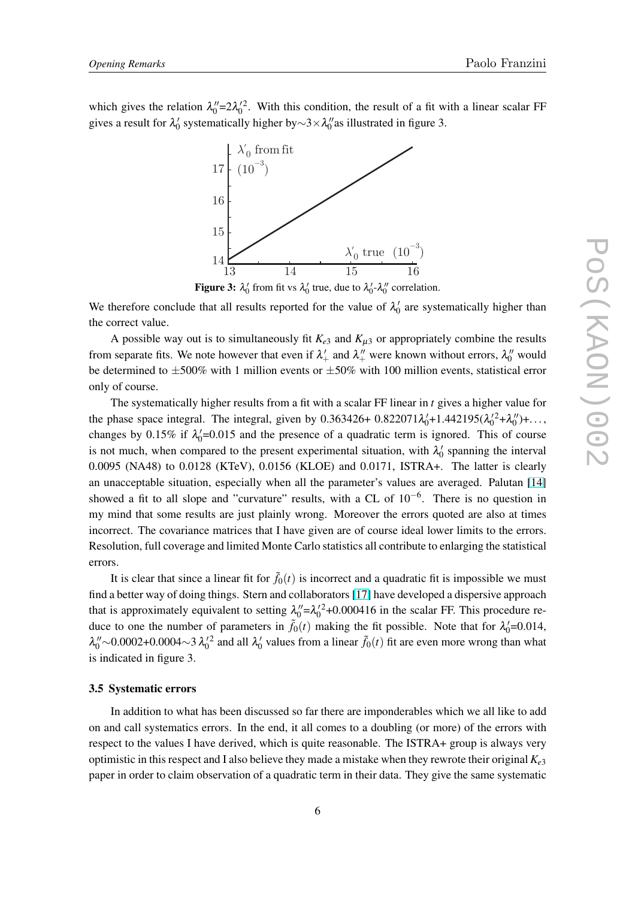which gives the relation $\lambda_0''=2\lambda_0'^2$. With this condition, the result of a fit with a linear scalar FF gives a result for $\lambda_0'$ systematically higher by$\sim 3\times\lambda_0''$as illustrated in figure 3.

**Figure 3:** $\lambda_0'$ from fit vs $\lambda_0'$ true, due to $\lambda_0'$-$\lambda_0''$ correlation.

We therefore conclude that all results reported for the value of $\lambda_0'$ are systematically higher than the correct value.

A possible way out is to simultaneously fit $K_{e3}$ and $K_{\mu 3}$ or appropriately combine the results from separate fits. We note however that even if $\lambda_+'$ and $\lambda_+''$ were known without errors, $\lambda_0''$ would be determined to $\pm$500% with 1 million events or $\pm$50% with 100 million events, statistical error only of course.

The systematically higher results from a fit with a scalar FF linear in $t$ gives a higher value for the phase space integral. The integral, given by $0.363426+ 0.822071\lambda_0'+1.442195(\lambda_0'^2+\lambda_0'')+\ldots$, changes by 0.15% if $\lambda_0'$=0.015 and the presence of a quadratic term is ignored. This of course is not much, when compared to the present experimental situation, with $\lambda_0'$ spanning the interval 0.0095 (NA48) to 0.0128 (KTeV), 0.0156 (KLOE) and 0.0171, ISTRA+. The latter is clearly an unacceptable situation, especially when all the parameter's values are averaged. Palutan [14] showed a fit to all slope and "curvature" results, with a CL of $10^{-6}$. There is no question in my mind that some results are just plainly wrong. Moreover the errors quoted are also at times incorrect. The covariance matrices that I have given are of course ideal lower limits to the errors. Resolution, full coverage and limited Monte Carlo statistics all contribute to enlarging the statistical errors.

It is clear that since a linear fit for $\tilde{f}_0(t)$ is incorrect and a quadratic fit is impossible we must find a better way of doing things. Stern and collaborators [17] have developed a dispersive approach that is approximately equivalent to setting $\lambda_0''=\lambda_0'^2+0.000416$ in the scalar FF. This procedure reduce to one the number of parameters in $\tilde{f}_0(t)$ making the fit possible. Note that for $\lambda_0'$=0.014, $\lambda_0''\sim 0.0002+0.0004\sim 3\,\lambda_0'^2$ and all $\lambda_0'$ values from a linear $\tilde{f}_0(t)$ fit are even more wrong than what is indicated in figure 3.

### 3.5 Systematic errors

In addition to what has been discussed so far there are imponderables which we all like to add on and call systematics errors. In the end, it all comes to a doubling (or more) of the errors with respect to the values I have derived, which is quite reasonable. The ISTRA+ group is always very optimistic in this respect and I also believe they made a mistake when they rewrote their original $K_{e3}$ paper in order to claim observation of a quadratic term in their data. They give the same systematic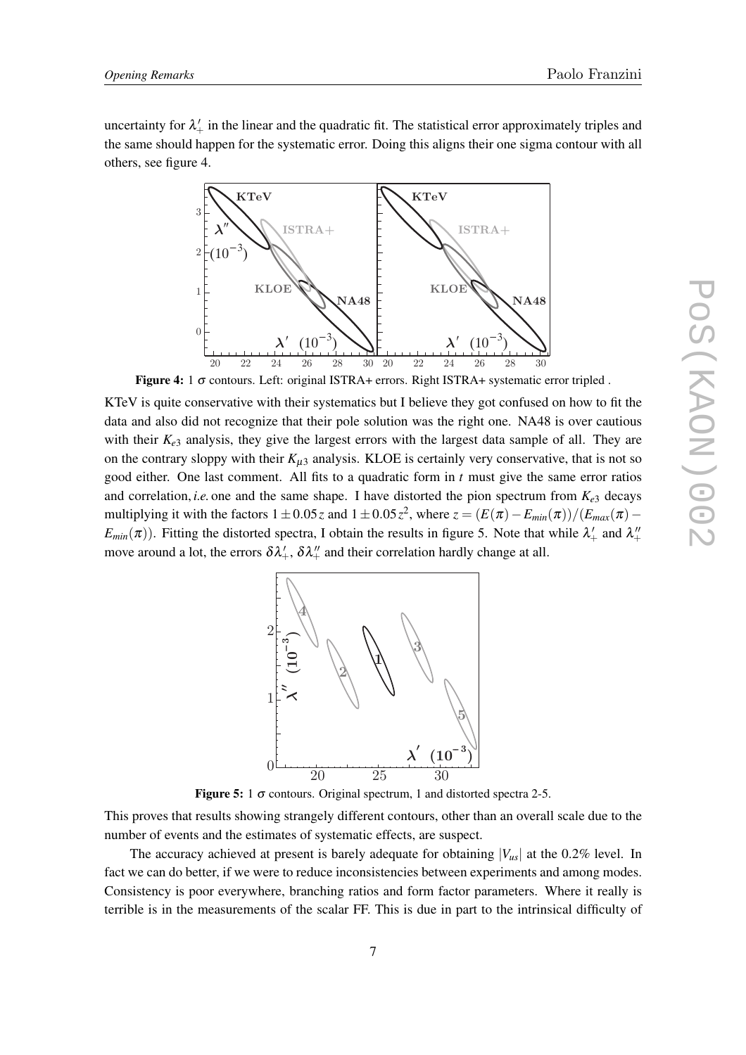uncertainty for $\lambda'_+$ in the linear and the quadratic fit. The statistical error approximately triples and the same should happen for the systematic error. Doing this aligns their one sigma contour with all others, see figure 4.

**Figure 4:** 1 $\sigma$ contours. Left: original ISTRA+ errors. Right ISTRA+ systematic error tripled .

KTeV is quite conservative with their systematics but I believe they got confused on how to fit the data and also did not recognize that their pole solution was the right one. NA48 is over cautious with their $K_{e3}$ analysis, they give the largest errors with the largest data sample of all. They are on the contrary sloppy with their $K_{\mu 3}$ analysis. KLOE is certainly very conservative, that is not so good either. One last comment. All fits to a quadratic form in $t$ must give the same error ratios and correlation, *i.e.* one and the same shape. I have distorted the pion spectrum from $K_{e3}$ decays multiplying it with the factors $1 \pm 0.05z$ and $1 \pm 0.05z^2$, where $z = (E(\pi) - E_{min}(\pi))/(E_{max}(\pi) - E_{min}(\pi))$. Fitting the distorted spectra, I obtain the results in figure 5. Note that while $\lambda'_+$ and $\lambda''_+$ move around a lot, the errors $\delta\lambda'_+$, $\delta\lambda''_+$ and their correlation hardly change at all.

**Figure 5:** 1 $\sigma$ contours. Original spectrum, 1 and distorted spectra 2-5.

This proves that results showing strangely different contours, other than an overall scale due to the number of events and the estimates of systematic effects, are suspect.

The accuracy achieved at present is barely adequate for obtaining $|V_{us}|$ at the 0.2% level. In fact we can do better, if we were to reduce inconsistencies between experiments and among modes. Consistency is poor everywhere, branching ratios and form factor parameters. Where it really is terrible is in the measurements of the scalar FF. This is due in part to the intrinsical difficulty of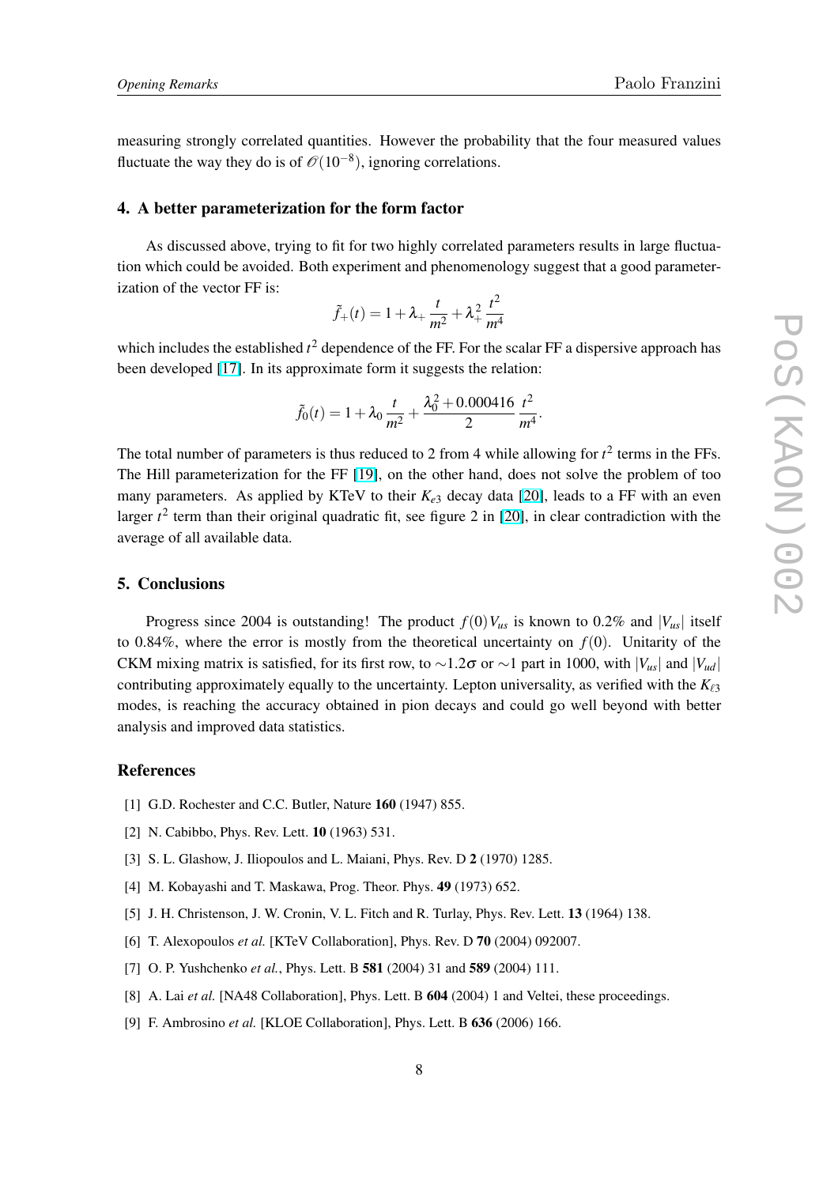measuring strongly correlated quantities. However the probability that the four measured values fluctuate the way they do is of $\mathcal{O}(10^{-8})$, ignoring correlations.

## 4. A better parameterization for the form factor

As discussed above, trying to fit for two highly correlated parameters results in large fluctuation which could be avoided. Both experiment and phenomenology suggest that a good parameterization of the vector FF is:

$$\tilde{f}_+(t) = 1 + \lambda_+ \frac{t}{m^2} + \lambda_+^2 \frac{t^2}{m^4}$$

which includes the established $t^2$ dependence of the FF. For the scalar FF a dispersive approach has been developed [17]. In its approximate form it suggests the relation:

$$\tilde{f}_0(t) = 1 + \lambda_0 \frac{t}{m^2} + \frac{\lambda_0^2 + 0.000416}{2} \frac{t^2}{m^4}.$$

The total number of parameters is thus reduced to 2 from 4 while allowing for $t^2$ terms in the FFs. The Hill parameterization for the FF [19], on the other hand, does not solve the problem of too many parameters. As applied by KTeV to their $K_{e3}$ decay data [20], leads to a FF with an even larger $t^2$ term than their original quadratic fit, see figure 2 in [20], in clear contradiction with the average of all available data.

## 5. Conclusions

Progress since 2004 is outstanding! The product $f(0)V_{us}$ is known to 0.2% and $|V_{us}|$ itself to 0.84%, where the error is mostly from the theoretical uncertainty on $f(0)$. Unitarity of the CKM mixing matrix is satisfied, for its first row, to $\sim$1.2$\sigma$ or $\sim$1 part in 1000, with $|V_{us}|$ and $|V_{ud}|$ contributing approximately equally to the uncertainty. Lepton universality, as verified with the $K_{\ell 3}$ modes, is reaching the accuracy obtained in pion decays and could go well beyond with better analysis and improved data statistics.

## References

[1] G.D. Rochester and C.C. Butler, Nature **160** (1947) 855.

[2] N. Cabibbo, Phys. Rev. Lett. **10** (1963) 531.

[3] S. L. Glashow, J. Iliopoulos and L. Maiani, Phys. Rev. D **2** (1970) 1285.

[4] M. Kobayashi and T. Maskawa, Prog. Theor. Phys. **49** (1973) 652.

[5] J. H. Christenson, J. W. Cronin, V. L. Fitch and R. Turlay, Phys. Rev. Lett. **13** (1964) 138.

[6] T. Alexopoulos *et al.* [KTeV Collaboration], Phys. Rev. D **70** (2004) 092007.

[7] O. P. Yushchenko *et al.*, Phys. Lett. B **581** (2004) 31 and **589** (2004) 111.

[8] A. Lai *et al.* [NA48 Collaboration], Phys. Lett. B **604** (2004) 1 and Veltei, these proceedings.

[9] F. Ambrosino *et al.* [KLOE Collaboration], Phys. Lett. B **636** (2006) 166.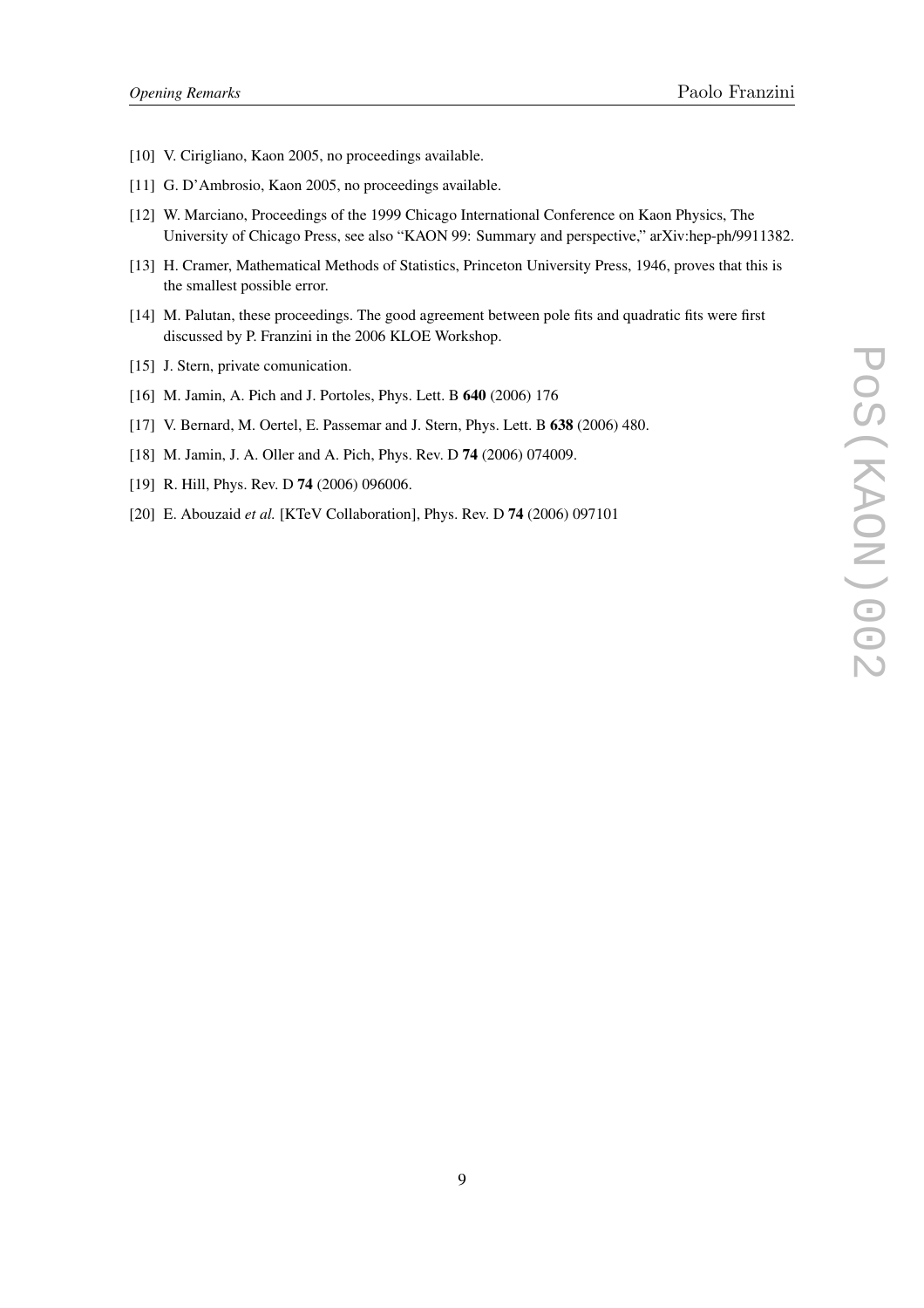[10] V. Cirigliano, Kaon 2005, no proceedings available.

[11] G. D'Ambrosio, Kaon 2005, no proceedings available.

[12] W. Marciano, Proceedings of the 1999 Chicago International Conference on Kaon Physics, The University of Chicago Press, see also "KAON 99: Summary and perspective," arXiv:hep-ph/9911382.

[13] H. Cramer, Mathematical Methods of Statistics, Princeton University Press, 1946, proves that this is the smallest possible error.

[14] M. Palutan, these proceedings. The good agreement between pole fits and quadratic fits were first discussed by P. Franzini in the 2006 KLOE Workshop.

[15] J. Stern, private comunication.

[16] M. Jamin, A. Pich and J. Portoles, Phys. Lett. B **640** (2006) 176

[17] V. Bernard, M. Oertel, E. Passemar and J. Stern, Phys. Lett. B **638** (2006) 480.

[18] M. Jamin, J. A. Oller and A. Pich, Phys. Rev. D **74** (2006) 074009.

[19] R. Hill, Phys. Rev. D **74** (2006) 096006.

[20] E. Abouzaid *et al.* [KTeV Collaboration], Phys. Rev. D **74** (2006) 097101